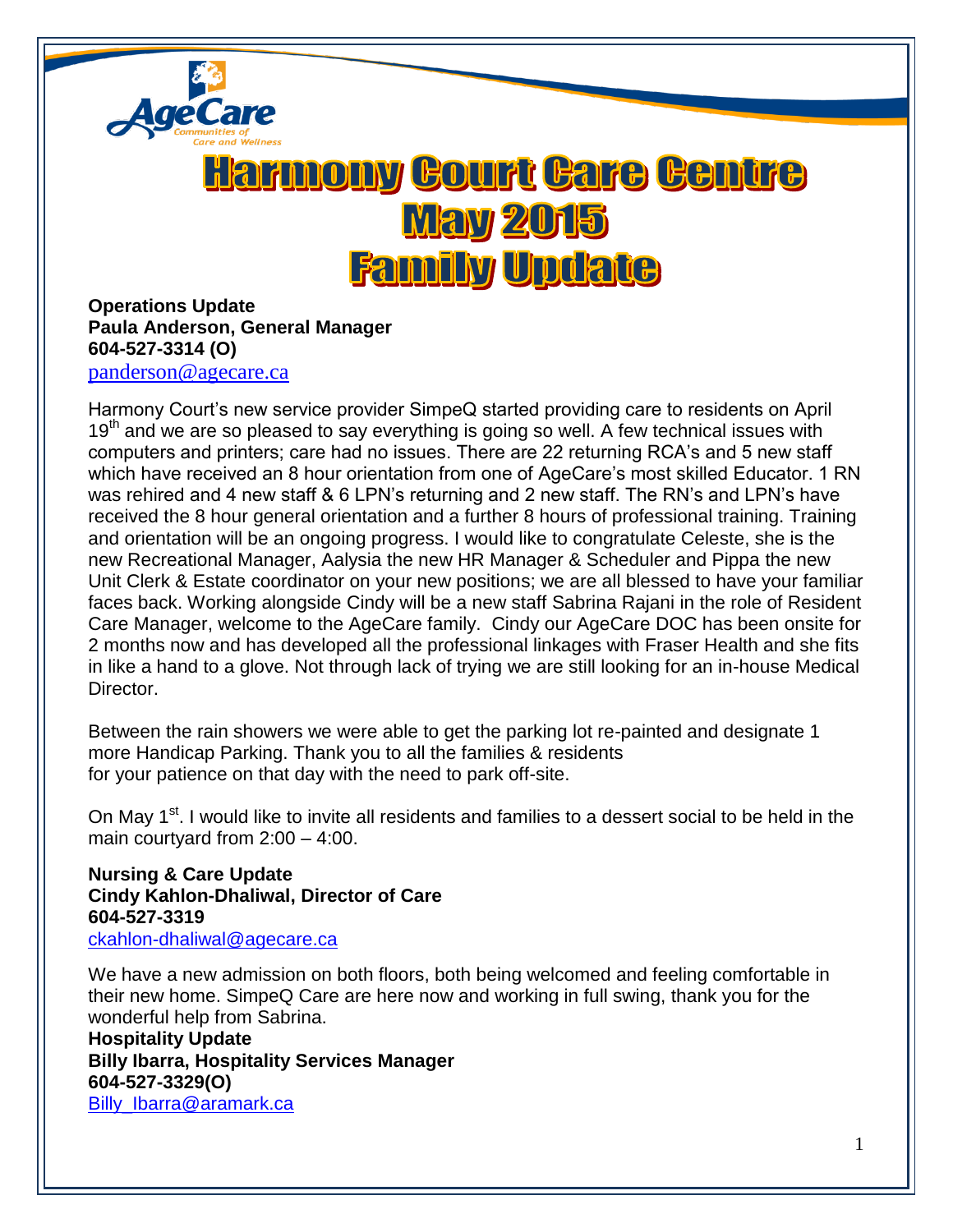# Harmony Court Care Centre May 2015 Family Update

**Operations Update**
**Paula Anderson, General Manager**
**604-527-3314 (O)**
panderson@agecare.ca

Harmony Court's new service provider SimpeQ started providing care to residents on April 19th and we are so pleased to say everything is going so well. A few technical issues with computers and printers; care had no issues. There are 22 returning RCA's and 5 new staff which have received an 8 hour orientation from one of AgeCare's most skilled Educator. 1 RN was rehired and 4 new staff & 6 LPN's returning and 2 new staff. The RN's and LPN's have received the 8 hour general orientation and a further 8 hours of professional training. Training and orientation will be an ongoing progress. I would like to congratulate Celeste, she is the new Recreational Manager, Aalysia the new HR Manager & Scheduler and Pippa the new Unit Clerk & Estate coordinator on your new positions; we are all blessed to have your familiar faces back. Working alongside Cindy will be a new staff Sabrina Rajani in the role of Resident Care Manager, welcome to the AgeCare family. Cindy our AgeCare DOC has been onsite for 2 months now and has developed all the professional linkages with Fraser Health and she fits in like a hand to a glove. Not through lack of trying we are still looking for an in-house Medical Director.

Between the rain showers we were able to get the parking lot re-painted and designate 1 more Handicap Parking. Thank you to all the families & residents for your patience on that day with the need to park off-site.

On May 1st. I would like to invite all residents and families to a dessert social to be held in the main courtyard from 2:00 – 4:00.

**Nursing & Care Update**
**Cindy Kahlon-Dhaliwal, Director of Care**
**604-527-3319**
ckahlon-dhaliwal@agecare.ca

We have a new admission on both floors, both being welcomed and feeling comfortable in their new home. SimpeQ Care are here now and working in full swing, thank you for the wonderful help from Sabrina.

**Hospitality Update**
**Billy Ibarra, Hospitality Services Manager**
**604-527-3329(O)**
Billy_Ibarra@aramark.ca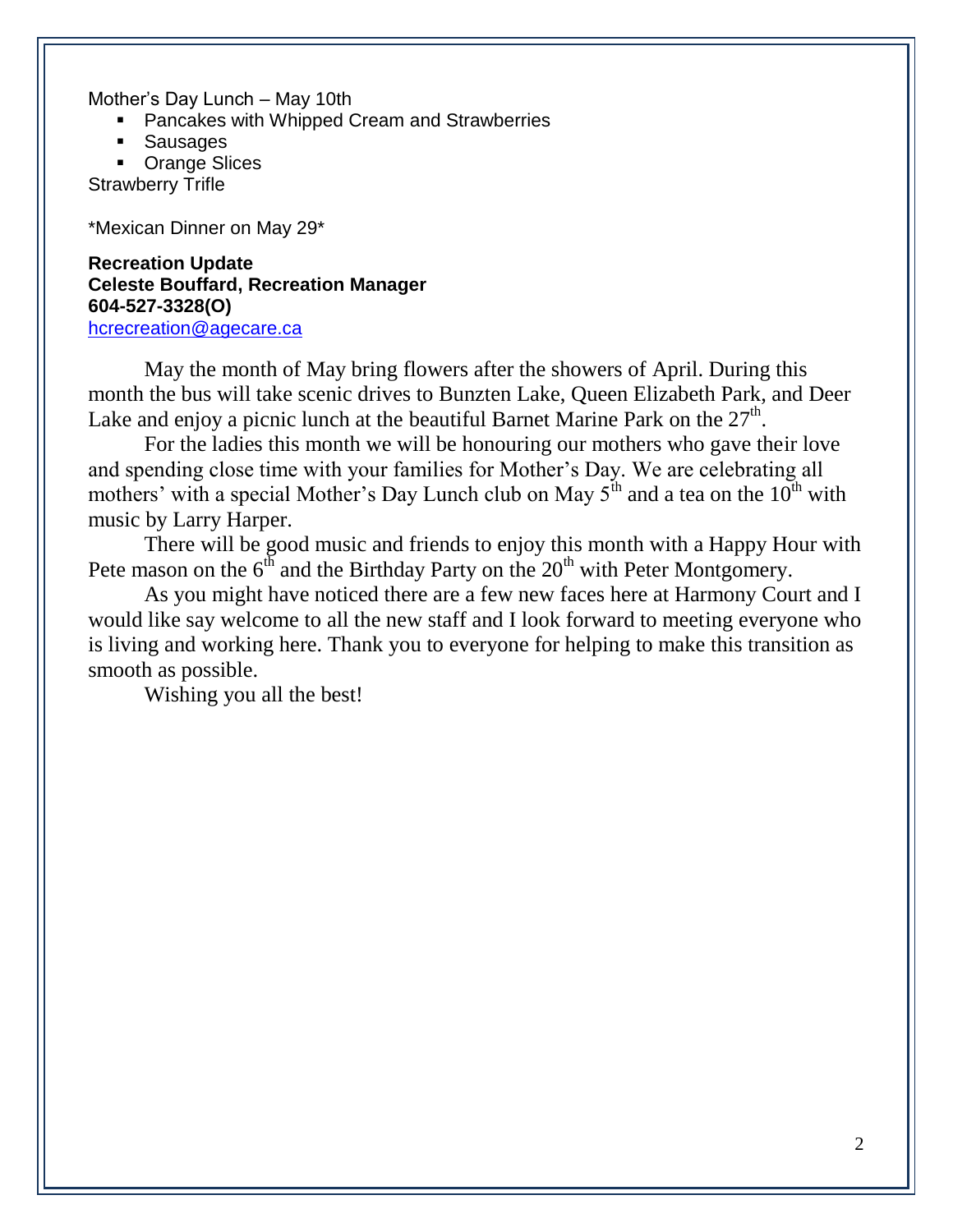Mother's Day Lunch – May 10th

- Pancakes with Whipped Cream and Strawberries
- Sausages
- Orange Slices

Strawberry Trifle

*Mexican Dinner on May 29*

**Recreation Update**
**Celeste Bouffard, Recreation Manager**
**604-527-3328(O)**
hcrecreation@agecare.ca

May the month of May bring flowers after the showers of April. During this month the bus will take scenic drives to Bunzten Lake, Queen Elizabeth Park, and Deer Lake and enjoy a picnic lunch at the beautiful Barnet Marine Park on the 27th.

For the ladies this month we will be honouring our mothers who gave their love and spending close time with your families for Mother's Day. We are celebrating all mothers' with a special Mother's Day Lunch club on May 5th and a tea on the 10th with music by Larry Harper.

There will be good music and friends to enjoy this month with a Happy Hour with Pete mason on the 6th and the Birthday Party on the 20th with Peter Montgomery.

As you might have noticed there are a few new faces here at Harmony Court and I would like say welcome to all the new staff and I look forward to meeting everyone who is living and working here. Thank you to everyone for helping to make this transition as smooth as possible.

Wishing you all the best!